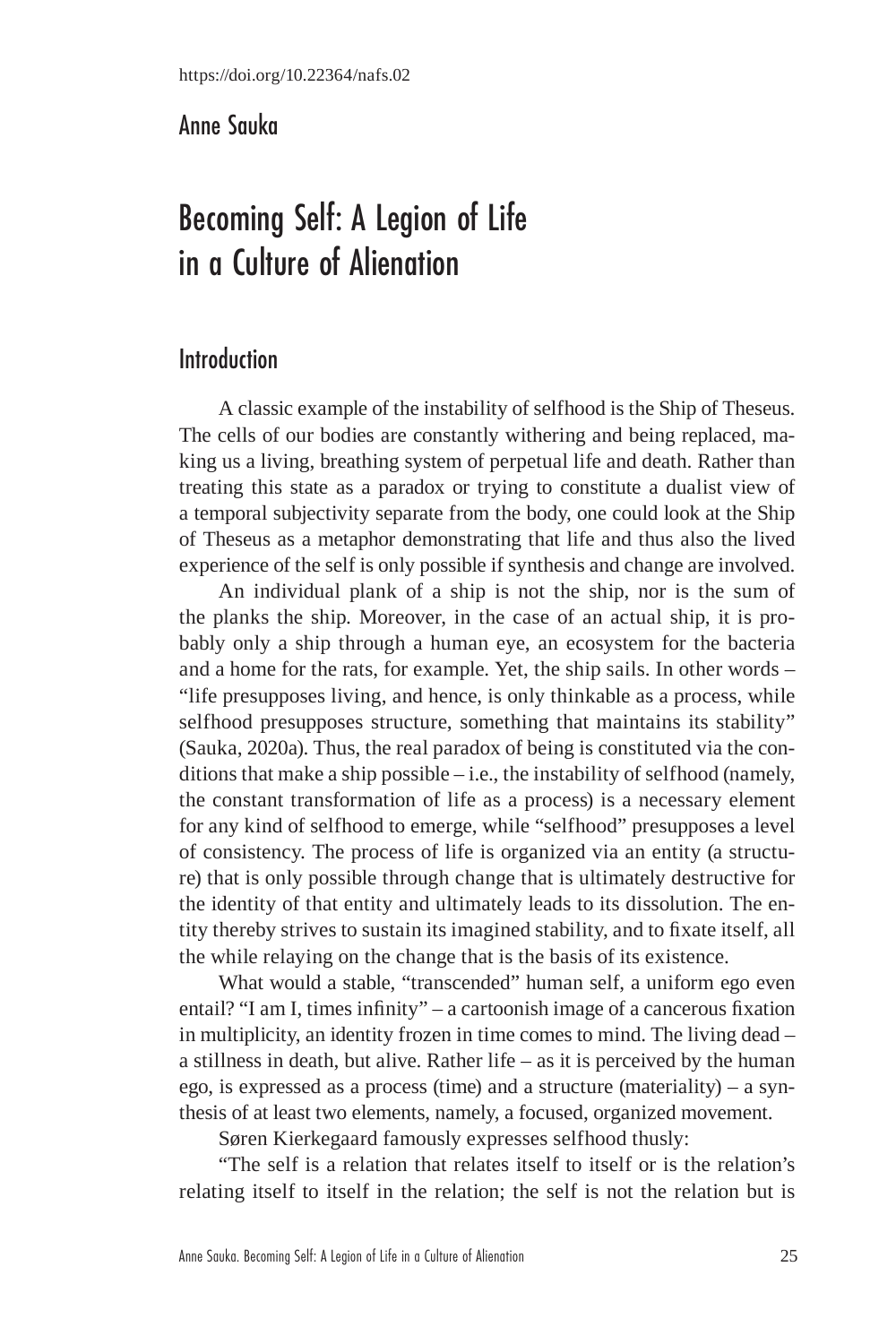https://doi.org/10.22364/nafs.02

Anne Sauka

# Becoming Self: A Legion of Life in a Culture of Alienation

## Introduction

A classic example of the instability of selfhood is the Ship of Theseus. The cells of our bodies are constantly withering and being replaced, making us a living, breathing system of perpetual life and death. Rather than treating this state as a paradox or trying to constitute a dualist view of a temporal subjectivity separate from the body, one could look at the Ship of Theseus as a metaphor demonstrating that life and thus also the lived experience of the self is only possible if synthesis and change are involved.

An individual plank of a ship is not the ship, nor is the sum of the planks the ship. Moreover, in the case of an actual ship, it is probably only a ship through a human eye, an ecosystem for the bacteria and a home for the rats, for example. Yet, the ship sails. In other words – "life presupposes living, and hence, is only thinkable as a process, while selfhood presupposes structure, something that maintains its stability" (Sauka, 2020a). Thus, the real paradox of being is constituted via the conditions that make a ship possible – i.e., the instability of selfhood (namely, the constant transformation of life as a process) is a necessary element for any kind of selfhood to emerge, while "selfhood" presupposes a level of consistency. The process of life is organized via an entity (a structure) that is only possible through change that is ultimately destructive for the identity of that entity and ultimately leads to its dissolution. The entity thereby strives to sustain its imagined stability, and to fixate itself, all the while relaying on the change that is the basis of its existence.

What would a stable, "transcended" human self, a uniform ego even entail? "I am I, times infinity" – a cartoonish image of a cancerous fixation in multiplicity, an identity frozen in time comes to mind. The living dead – a stillness in death, but alive. Rather life – as it is perceived by the human ego, is expressed as a process (time) and a structure (materiality) – a synthesis of at least two elements, namely, a focused, organized movement.

Søren Kierkegaard famously expresses selfhood thusly:

"The self is a relation that relates itself to itself or is the relation's relating itself to itself in the relation; the self is not the relation but is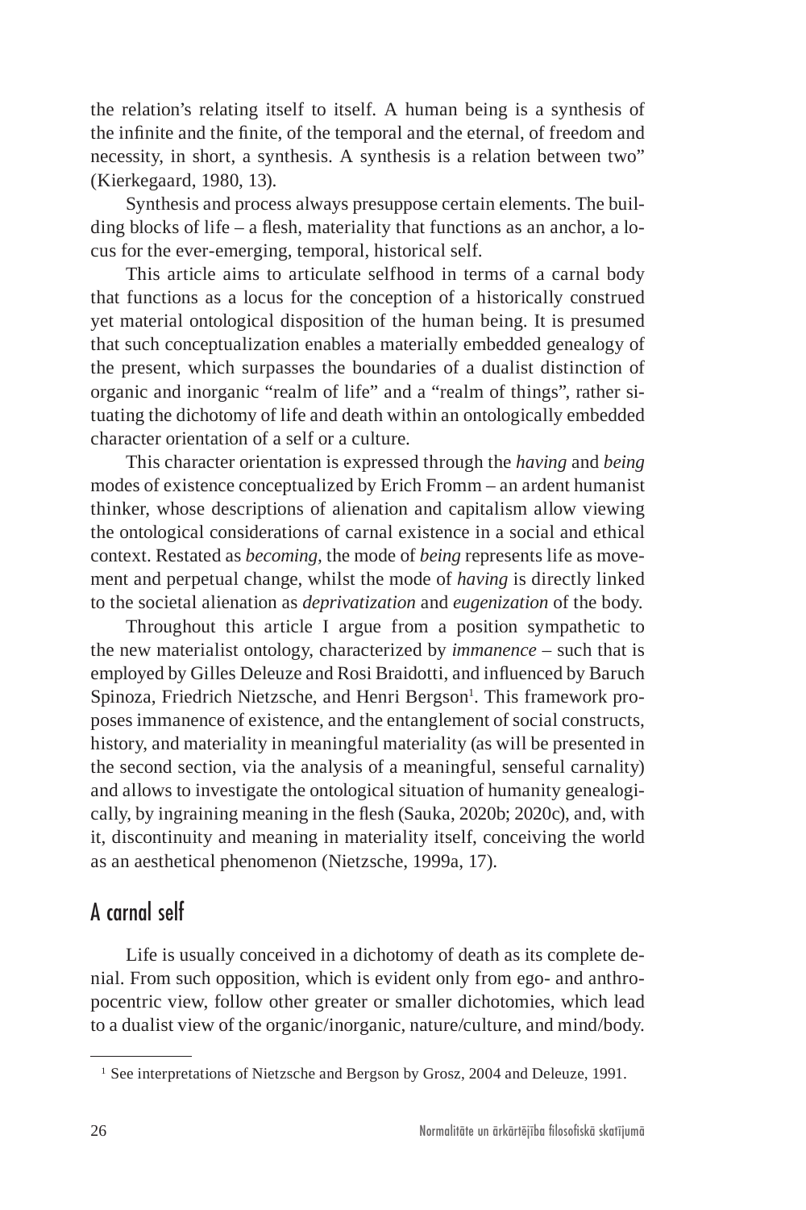the relation's relating itself to itself. A human being is a synthesis of the infinite and the finite, of the temporal and the eternal, of freedom and necessity, in short, a synthesis. A synthesis is a relation between two" (Kierkegaard, 1980, 13).

Synthesis and process always presuppose certain elements. The building blocks of life – a flesh, materiality that functions as an anchor, a locus for the ever-emerging, temporal, historical self.

This article aims to articulate selfhood in terms of a carnal body that functions as a locus for the conception of a historically construed yet material ontological disposition of the human being. It is presumed that such conceptualization enables a materially embedded genealogy of the present, which surpasses the boundaries of a dualist distinction of organic and inorganic "realm of life" and a "realm of things", rather situating the dichotomy of life and death within an ontologically embedded character orientation of a self or a culture.

This character orientation is expressed through the *having* and *being* modes of existence conceptualized by Erich Fromm – an ardent humanist thinker, whose descriptions of alienation and capitalism allow viewing the ontological considerations of carnal existence in a social and ethical context. Restated as *becoming*, the mode of *being* represents life as movement and perpetual change, whilst the mode of *having* is directly linked to the societal alienation as *deprivatization* and *eugenization* of the body.

Throughout this article I argue from a position sympathetic to the new materialist ontology, characterized by *immanence* – such that is employed by Gilles Deleuze and Rosi Braidotti, and influenced by Baruch Spinoza, Friedrich Nietzsche, and Henri Bergson[1]. This framework proposes immanence of existence, and the entanglement of social constructs, history, and materiality in meaningful materiality (as will be presented in the second section, via the analysis of a meaningful, senseful carnality) and allows to investigate the ontological situation of humanity genealogically, by ingraining meaning in the flesh (Sauka, 2020b; 2020c), and, with it, discontinuity and meaning in materiality itself, conceiving the world as an aesthetical phenomenon (Nietzsche, 1999a, 17).

## A carnal self

Life is usually conceived in a dichotomy of death as its complete denial. From such opposition, which is evident only from ego- and anthropocentric view, follow other greater or smaller dichotomies, which lead to a dualist view of the organic/inorganic, nature/culture, and mind/body.

[1] See interpretations of Nietzsche and Bergson by Grosz, 2004 and Deleuze, 1991.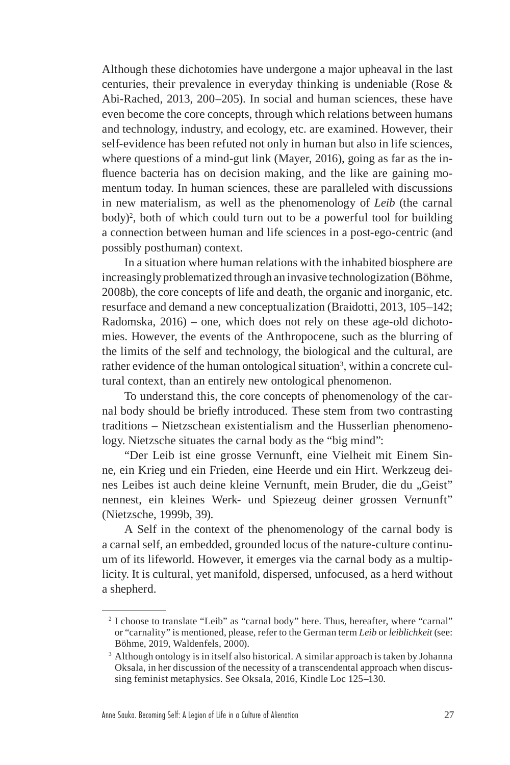Although these dichotomies have undergone a major upheaval in the last centuries, their prevalence in everyday thinking is undeniable (Rose & Abi-Rached, 2013, 200–205). In social and human sciences, these have even become the core concepts, through which relations between humans and technology, industry, and ecology, etc. are examined. However, their self-evidence has been refuted not only in human but also in life sciences, where questions of a mind-gut link (Mayer, 2016), going as far as the influence bacteria has on decision making, and the like are gaining momentum today. In human sciences, these are paralleled with discussions in new materialism, as well as the phenomenology of *Leib* (the carnal body)[2], both of which could turn out to be a powerful tool for building a connection between human and life sciences in a post-ego-centric (and possibly posthuman) context.

In a situation where human relations with the inhabited biosphere are increasingly problematized through an invasive technologization (Böhme, 2008b), the core concepts of life and death, the organic and inorganic, etc. resurface and demand a new conceptualization (Braidotti, 2013, 105–142; Radomska, 2016) – one, which does not rely on these age-old dichotomies. However, the events of the Anthropocene, such as the blurring of the limits of the self and technology, the biological and the cultural, are rather evidence of the human ontological situation[3], within a concrete cultural context, than an entirely new ontological phenomenon.

To understand this, the core concepts of phenomenology of the carnal body should be briefly introduced. These stem from two contrasting traditions – Nietzschean existentialism and the Husserlian phenomenology. Nietzsche situates the carnal body as the "big mind":

"Der Leib ist eine grosse Vernunft, eine Vielheit mit Einem Sinne, ein Krieg und ein Frieden, eine Heerde und ein Hirt. Werkzeug deines Leibes ist auch deine kleine Vernunft, mein Bruder, die du „Geist" nennest, ein kleines Werk- und Spiezeug deiner grossen Vernunft" (Nietzsche, 1999b, 39).

A Self in the context of the phenomenology of the carnal body is a carnal self, an embedded, grounded locus of the nature-culture continuum of its lifeworld. However, it emerges via the carnal body as a multiplicity. It is cultural, yet manifold, dispersed, unfocused, as a herd without a shepherd.

---

[2] I choose to translate "Leib" as "carnal body" here. Thus, hereafter, where "carnal" or "carnality" is mentioned, please, refer to the German term *Leib* or *leiblichkeit* (see: Böhme, 2019, Waldenfels, 2000).

[3] Although ontology is in itself also historical. A similar approach is taken by Johanna Oksala, in her discussion of the necessity of a transcendental approach when discussing feminist metaphysics. See Oksala, 2016, Kindle Loc 125–130.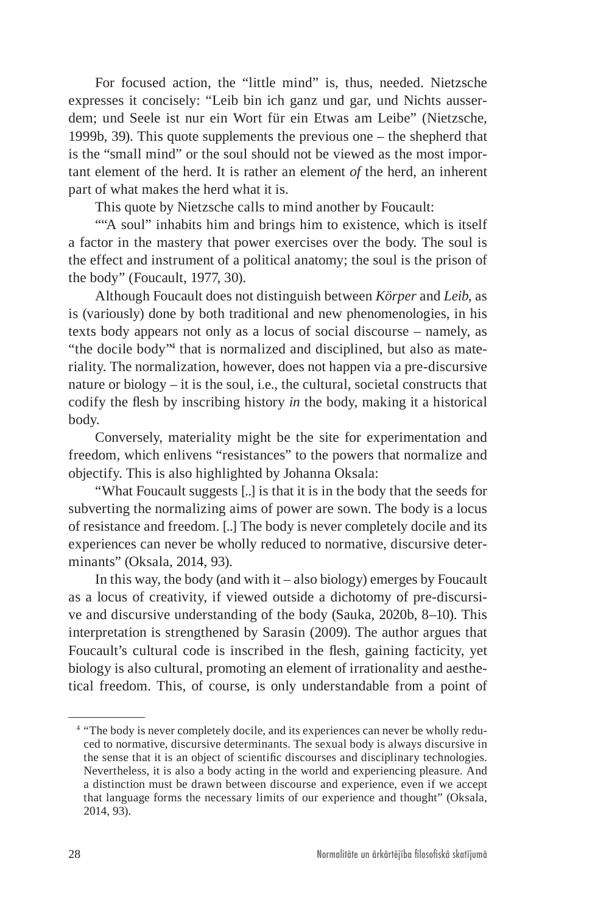For focused action, the "little mind" is, thus, needed. Nietzsche expresses it concisely: "Leib bin ich ganz und gar, und Nichts ausserdem; und Seele ist nur ein Wort für ein Etwas am Leibe" (Nietzsche, 1999b, 39). This quote supplements the previous one – the shepherd that is the "small mind" or the soul should not be viewed as the most important element of the herd. It is rather an element *of* the herd, an inherent part of what makes the herd what it is.

This quote by Nietzsche calls to mind another by Foucault:

""A soul" inhabits him and brings him to existence, which is itself a factor in the mastery that power exercises over the body. The soul is the effect and instrument of a political anatomy; the soul is the prison of the body" (Foucault, 1977, 30).

Although Foucault does not distinguish between *Körper* and *Leib*, as is (variously) done by both traditional and new phenomenologies, in his texts body appears not only as a locus of social discourse – namely, as "the docile body"[4] that is normalized and disciplined, but also as materiality. The normalization, however, does not happen via a pre-discursive nature or biology – it is the soul, i.e., the cultural, societal constructs that codify the flesh by inscribing history *in* the body, making it a historical body.

Conversely, materiality might be the site for experimentation and freedom, which enlivens "resistances" to the powers that normalize and objectify. This is also highlighted by Johanna Oksala:

"What Foucault suggests [..] is that it is in the body that the seeds for subverting the normalizing aims of power are sown. The body is a locus of resistance and freedom. [..] The body is never completely docile and its experiences can never be wholly reduced to normative, discursive determinants" (Oksala, 2014, 93).

In this way, the body (and with it – also biology) emerges by Foucault as a locus of creativity, if viewed outside a dichotomy of pre-discursive and discursive understanding of the body (Sauka, 2020b, 8–10). This interpretation is strengthened by Sarasin (2009). The author argues that Foucault's cultural code is inscribed in the flesh, gaining facticity, yet biology is also cultural, promoting an element of irrationality and aesthetical freedom. This, of course, is only understandable from a point of

---

[4] "The body is never completely docile, and its experiences can never be wholly reduced to normative, discursive determinants. The sexual body is always discursive in the sense that it is an object of scientific discourses and disciplinary technologies. Nevertheless, it is also a body acting in the world and experiencing pleasure. And a distinction must be drawn between discourse and experience, even if we accept that language forms the necessary limits of our experience and thought" (Oksala, 2014, 93).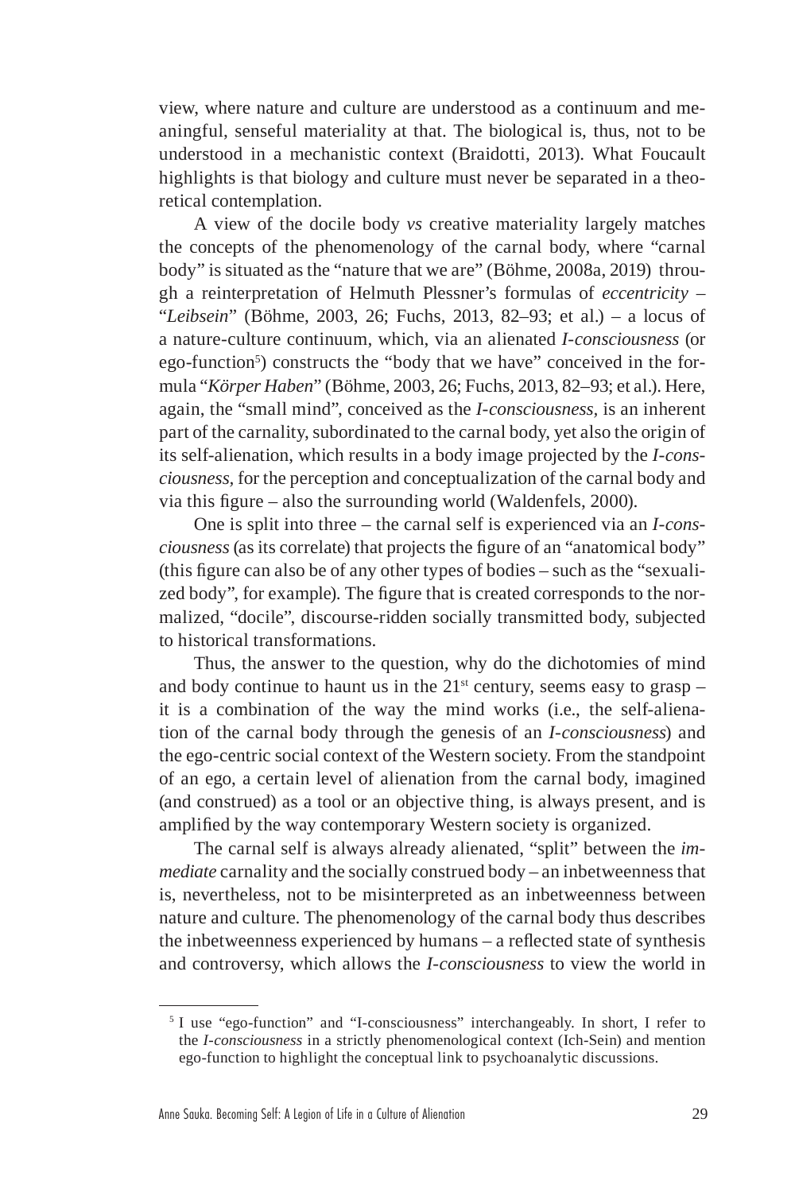view, where nature and culture are understood as a continuum and meaningful, senseful materiality at that. The biological is, thus, not to be understood in a mechanistic context (Braidotti, 2013). What Foucault highlights is that biology and culture must never be separated in a theoretical contemplation.

A view of the docile body *vs* creative materiality largely matches the concepts of the phenomenology of the carnal body, where "carnal body" is situated as the "nature that we are" (Böhme, 2008a, 2019) through a reinterpretation of Helmuth Plessner's formulas of *eccentricity* – "*Leibsein*" (Böhme, 2003, 26; Fuchs, 2013, 82–93; et al.) – a locus of a nature-culture continuum, which, via an alienated *I-consciousness* (or ego-function[5]) constructs the "body that we have" conceived in the formula "*Körper Haben*" (Böhme, 2003, 26; Fuchs, 2013, 82–93; et al.). Here, again, the "small mind", conceived as the *I-consciousness,* is an inherent part of the carnality, subordinated to the carnal body, yet also the origin of its self-alienation, which results in a body image projected by the *I-consciousness*, for the perception and conceptualization of the carnal body and via this figure – also the surrounding world (Waldenfels, 2000).

One is split into three – the carnal self is experienced via an *I-consciousness* (as its correlate) that projects the figure of an "anatomical body" (this figure can also be of any other types of bodies – such as the "sexualized body", for example). The figure that is created corresponds to the normalized, "docile", discourse-ridden socially transmitted body, subjected to historical transformations.

Thus, the answer to the question, why do the dichotomies of mind and body continue to haunt us in the 21st century, seems easy to grasp – it is a combination of the way the mind works (i.e., the self-alienation of the carnal body through the genesis of an *I-consciousness*) and the ego-centric social context of the Western society. From the standpoint of an ego, a certain level of alienation from the carnal body, imagined (and construed) as a tool or an objective thing, is always present, and is amplified by the way contemporary Western society is organized.

The carnal self is always already alienated, "split" between the *immediate* carnality and the socially construed body – an inbetweenness that is, nevertheless, not to be misinterpreted as an inbetweenness between nature and culture. The phenomenology of the carnal body thus describes the inbetweenness experienced by humans – a reflected state of synthesis and controversy, which allows the *I-consciousness* to view the world in

---

[5] I use "ego-function" and "I-consciousness" interchangeably. In short, I refer to the *I-consciousness* in a strictly phenomenological context (Ich-Sein) and mention ego-function to highlight the conceptual link to psychoanalytic discussions.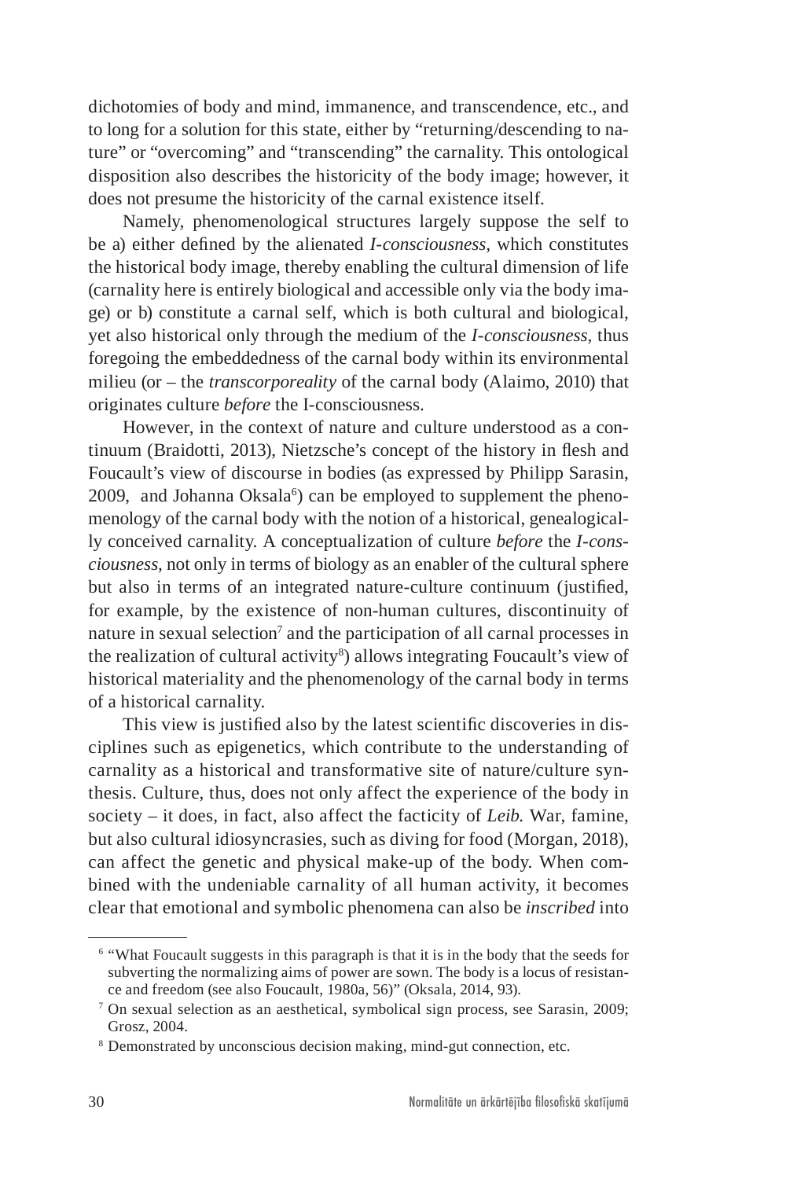dichotomies of body and mind, immanence, and transcendence, etc., and to long for a solution for this state, either by "returning/descending to nature" or "overcoming" and "transcending" the carnality. This ontological disposition also describes the historicity of the body image; however, it does not presume the historicity of the carnal existence itself.

Namely, phenomenological structures largely suppose the self to be a) either defined by the alienated *I-consciousness*, which constitutes the historical body image, thereby enabling the cultural dimension of life (carnality here is entirely biological and accessible only via the body image) or b) constitute a carnal self, which is both cultural and biological, yet also historical only through the medium of the *I-consciousness,* thus foregoing the embeddedness of the carnal body within its environmental milieu (or – the *transcorporeality* of the carnal body (Alaimo, 2010) that originates culture *before* the I-consciousness.

However, in the context of nature and culture understood as a continuum (Braidotti, 2013), Nietzsche's concept of the history in flesh and Foucault's view of discourse in bodies (as expressed by Philipp Sarasin, 2009, and Johanna Oksala[6]) can be employed to supplement the phenomenology of the carnal body with the notion of a historical, genealogically conceived carnality. A conceptualization of culture *before* the *I-consciousness*, not only in terms of biology as an enabler of the cultural sphere but also in terms of an integrated nature-culture continuum (justified, for example, by the existence of non-human cultures, discontinuity of nature in sexual selection[7] and the participation of all carnal processes in the realization of cultural activity[8]) allows integrating Foucault's view of historical materiality and the phenomenology of the carnal body in terms of a historical carnality.

This view is justified also by the latest scientific discoveries in disciplines such as epigenetics, which contribute to the understanding of carnality as a historical and transformative site of nature/culture synthesis. Culture, thus, does not only affect the experience of the body in society – it does, in fact, also affect the facticity of *Leib.* War, famine, but also cultural idiosyncrasies, such as diving for food (Morgan, 2018), can affect the genetic and physical make-up of the body. When combined with the undeniable carnality of all human activity, it becomes clear that emotional and symbolic phenomena can also be *inscribed* into

---

[6] "What Foucault suggests in this paragraph is that it is in the body that the seeds for subverting the normalizing aims of power are sown. The body is a locus of resistance and freedom (see also Foucault, 1980a, 56)" (Oksala, 2014, 93).

[7] On sexual selection as an aesthetical, symbolical sign process, see Sarasin, 2009; Grosz, 2004.

[8] Demonstrated by unconscious decision making, mind-gut connection, etc.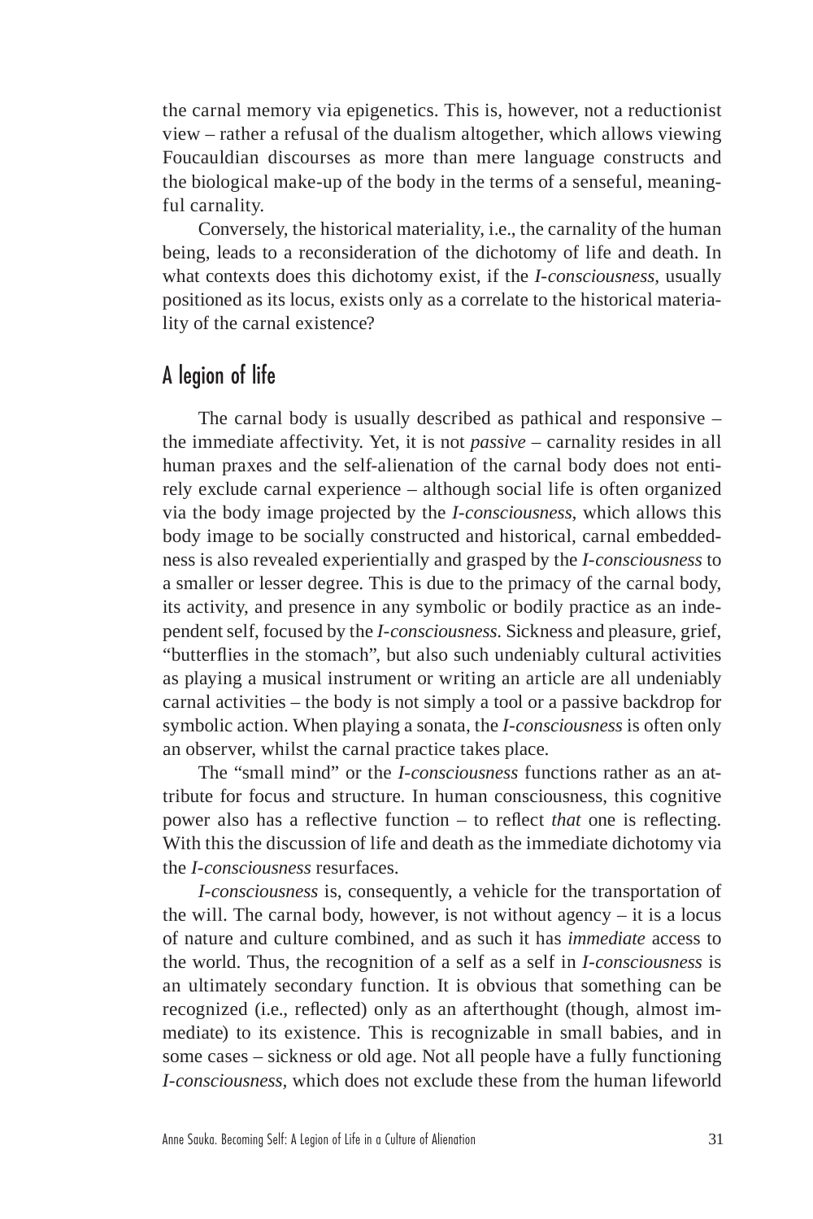the carnal memory via epigenetics. This is, however, not a reductionist view – rather a refusal of the dualism altogether, which allows viewing Foucauldian discourses as more than mere language constructs and the biological make-up of the body in the terms of a senseful, meaningful carnality.

Conversely, the historical materiality, i.e., the carnality of the human being, leads to a reconsideration of the dichotomy of life and death. In what contexts does this dichotomy exist, if the *I-consciousness*, usually positioned as its locus, exists only as a correlate to the historical materiality of the carnal existence?

## A legion of life

The carnal body is usually described as pathical and responsive – the immediate affectivity. Yet, it is not *passive* – carnality resides in all human praxes and the self-alienation of the carnal body does not entirely exclude carnal experience – although social life is often organized via the body image projected by the *I-consciousness*, which allows this body image to be socially constructed and historical, carnal embeddedness is also revealed experientially and grasped by the *I-consciousness* to a smaller or lesser degree. This is due to the primacy of the carnal body, its activity, and presence in any symbolic or bodily practice as an independent self, focused by the *I-consciousness*. Sickness and pleasure, grief, "butterflies in the stomach", but also such undeniably cultural activities as playing a musical instrument or writing an article are all undeniably carnal activities – the body is not simply a tool or a passive backdrop for symbolic action. When playing a sonata, the *I-consciousness* is often only an observer, whilst the carnal practice takes place.

The "small mind" or the *I-consciousness* functions rather as an attribute for focus and structure. In human consciousness, this cognitive power also has a reflective function – to reflect *that* one is reflecting. With this the discussion of life and death as the immediate dichotomy via the *I-consciousness* resurfaces.

*I-consciousness* is, consequently, a vehicle for the transportation of the will. The carnal body, however, is not without agency – it is a locus of nature and culture combined, and as such it has *immediate* access to the world. Thus, the recognition of a self as a self in *I-consciousness* is an ultimately secondary function. It is obvious that something can be recognized (i.e., reflected) only as an afterthought (though, almost immediate) to its existence. This is recognizable in small babies, and in some cases – sickness or old age. Not all people have a fully functioning *I-consciousness*, which does not exclude these from the human lifeworld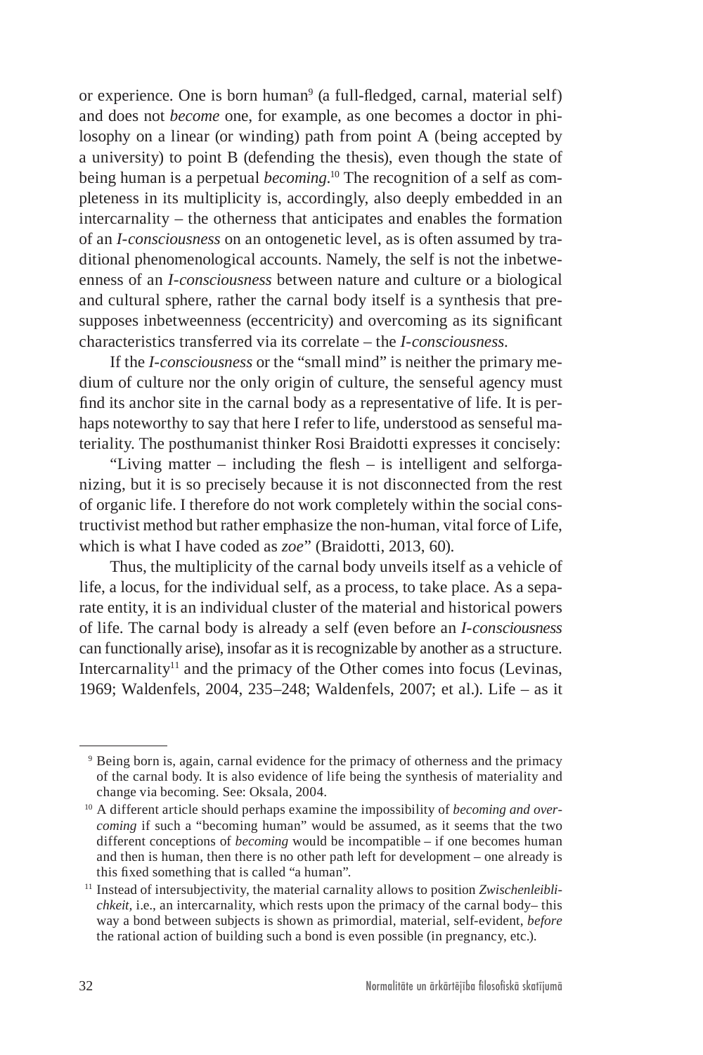or experience. One is born human[9] (a full-fledged, carnal, material self) and does not *become* one, for example, as one becomes a doctor in philosophy on a linear (or winding) path from point A (being accepted by a university) to point B (defending the thesis), even though the state of being human is a perpetual *becoming*.[10] The recognition of a self as completeness in its multiplicity is, accordingly, also deeply embedded in an intercarnality – the otherness that anticipates and enables the formation of an *I-consciousness* on an ontogenetic level, as is often assumed by traditional phenomenological accounts. Namely, the self is not the inbetweenness of an *I-consciousness* between nature and culture or a biological and cultural sphere, rather the carnal body itself is a synthesis that presupposes inbetweenness (eccentricity) and overcoming as its significant characteristics transferred via its correlate – the *I-consciousness*.

If the *I-consciousness* or the "small mind" is neither the primary medium of culture nor the only origin of culture, the senseful agency must find its anchor site in the carnal body as a representative of life. It is perhaps noteworthy to say that here I refer to life, understood as senseful materiality. The posthumanist thinker Rosi Braidotti expresses it concisely:

"Living matter – including the flesh – is intelligent and selforganizing, but it is so precisely because it is not disconnected from the rest of organic life. I therefore do not work completely within the social constructivist method but rather emphasize the non-human, vital force of Life, which is what I have coded as *zoe*" (Braidotti, 2013, 60).

Thus, the multiplicity of the carnal body unveils itself as a vehicle of life, a locus, for the individual self, as a process, to take place. As a separate entity, it is an individual cluster of the material and historical powers of life. The carnal body is already a self (even before an *I-consciousness* can functionally arise), insofar as it is recognizable by another as a structure. Intercarnality[11] and the primacy of the Other comes into focus (Levinas, 1969; Waldenfels, 2004, 235–248; Waldenfels, 2007; et al.). Life – as it

---

[9] Being born is, again, carnal evidence for the primacy of otherness and the primacy of the carnal body. It is also evidence of life being the synthesis of materiality and change via becoming. See: Oksala, 2004.

[10] A different article should perhaps examine the impossibility of *becoming and overcoming* if such a "becoming human" would be assumed, as it seems that the two different conceptions of *becoming* would be incompatible – if one becomes human and then is human, then there is no other path left for development – one already is this fixed something that is called "a human".

[11] Instead of intersubjectivity, the material carnality allows to position *Zwischenleiblichkeit*, i.e., an intercarnality, which rests upon the primacy of the carnal body– this way a bond between subjects is shown as primordial, material, self-evident, *before* the rational action of building such a bond is even possible (in pregnancy, etc.).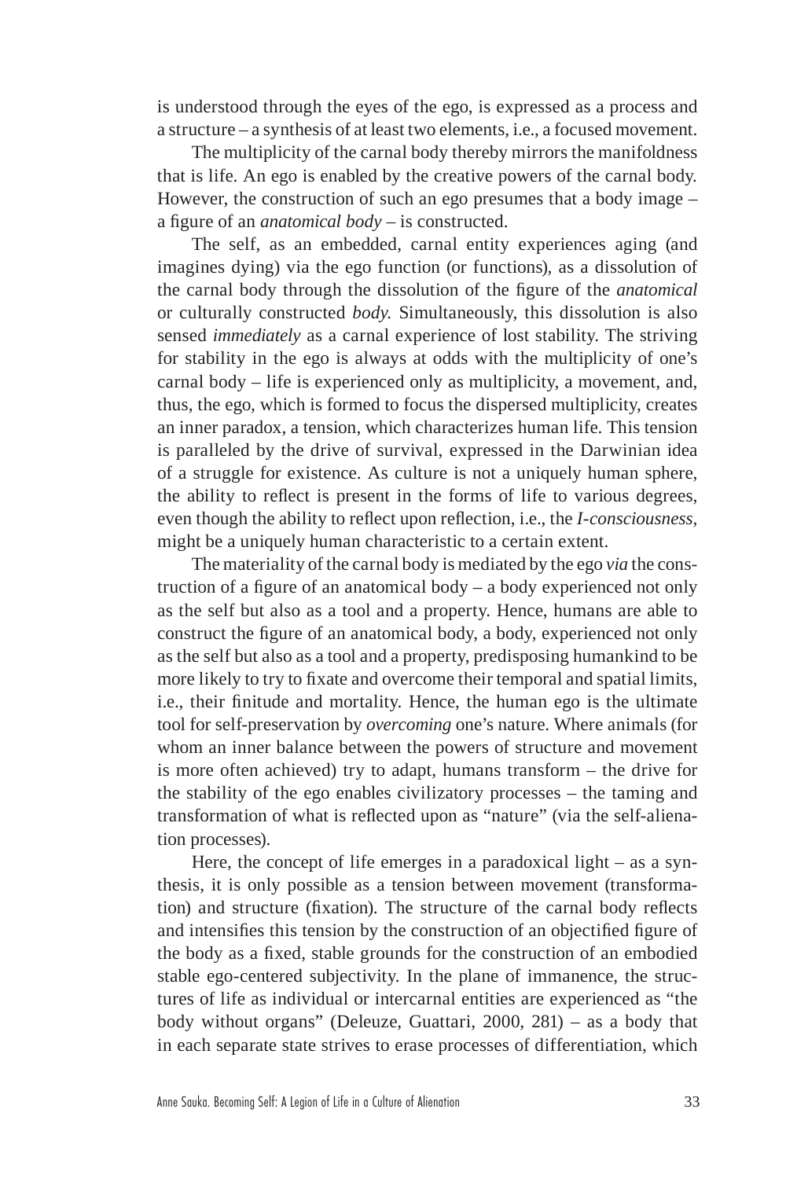is understood through the eyes of the ego, is expressed as a process and a structure – a synthesis of at least two elements, i.e., a focused movement.

The multiplicity of the carnal body thereby mirrors the manifoldness that is life. An ego is enabled by the creative powers of the carnal body. However, the construction of such an ego presumes that a body image – a figure of an *anatomical body* – is constructed.

The self, as an embedded, carnal entity experiences aging (and imagines dying) via the ego function (or functions), as a dissolution of the carnal body through the dissolution of the figure of the *anatomical* or culturally constructed *body*. Simultaneously, this dissolution is also sensed *immediately* as a carnal experience of lost stability. The striving for stability in the ego is always at odds with the multiplicity of one's carnal body – life is experienced only as multiplicity, a movement, and, thus, the ego, which is formed to focus the dispersed multiplicity, creates an inner paradox, a tension, which characterizes human life. This tension is paralleled by the drive of survival, expressed in the Darwinian idea of a struggle for existence. As culture is not a uniquely human sphere, the ability to reflect is present in the forms of life to various degrees, even though the ability to reflect upon reflection, i.e., the *I-consciousness*, might be a uniquely human characteristic to a certain extent.

The materiality of the carnal body is mediated by the ego *via* the construction of a figure of an anatomical body – a body experienced not only as the self but also as a tool and a property. Hence, humans are able to construct the figure of an anatomical body, a body, experienced not only as the self but also as a tool and a property, predisposing humankind to be more likely to try to fixate and overcome their temporal and spatial limits, i.e., their finitude and mortality. Hence, the human ego is the ultimate tool for self-preservation by *overcoming* one's nature. Where animals (for whom an inner balance between the powers of structure and movement is more often achieved) try to adapt, humans transform – the drive for the stability of the ego enables civilizatory processes – the taming and transformation of what is reflected upon as "nature" (via the self-alienation processes).

Here, the concept of life emerges in a paradoxical light – as a synthesis, it is only possible as a tension between movement (transformation) and structure (fixation). The structure of the carnal body reflects and intensifies this tension by the construction of an objectified figure of the body as a fixed, stable grounds for the construction of an embodied stable ego-centered subjectivity. In the plane of immanence, the structures of life as individual or intercarnal entities are experienced as "the body without organs" (Deleuze, Guattari, 2000, 281) – as a body that in each separate state strives to erase processes of differentiation, which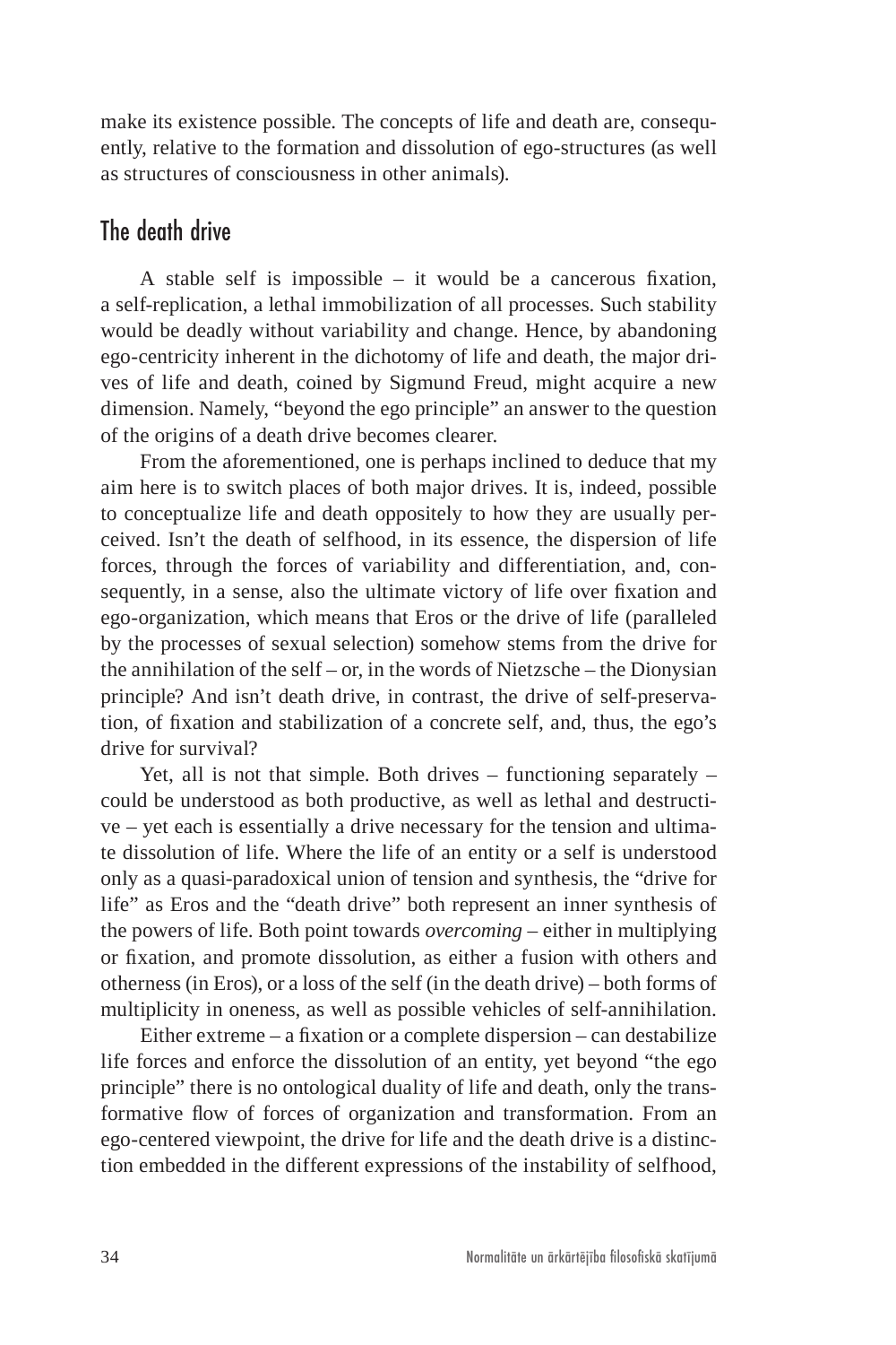make its existence possible. The concepts of life and death are, consequently, relative to the formation and dissolution of ego-structures (as well as structures of consciousness in other animals).

## The death drive

A stable self is impossible – it would be a cancerous fixation, a self-replication, a lethal immobilization of all processes. Such stability would be deadly without variability and change. Hence, by abandoning ego-centricity inherent in the dichotomy of life and death, the major drives of life and death, coined by Sigmund Freud, might acquire a new dimension. Namely, "beyond the ego principle" an answer to the question of the origins of a death drive becomes clearer.

From the aforementioned, one is perhaps inclined to deduce that my aim here is to switch places of both major drives. It is, indeed, possible to conceptualize life and death oppositely to how they are usually perceived. Isn't the death of selfhood, in its essence, the dispersion of life forces, through the forces of variability and differentiation, and, consequently, in a sense, also the ultimate victory of life over fixation and ego-organization, which means that Eros or the drive of life (paralleled by the processes of sexual selection) somehow stems from the drive for the annihilation of the self – or, in the words of Nietzsche – the Dionysian principle? And isn't death drive, in contrast, the drive of self-preservation, of fixation and stabilization of a concrete self, and, thus, the ego's drive for survival?

Yet, all is not that simple. Both drives – functioning separately – could be understood as both productive, as well as lethal and destructive – yet each is essentially a drive necessary for the tension and ultimate dissolution of life. Where the life of an entity or a self is understood only as a quasi-paradoxical union of tension and synthesis, the "drive for life" as Eros and the "death drive" both represent an inner synthesis of the powers of life. Both point towards *overcoming* – either in multiplying or fixation, and promote dissolution, as either a fusion with others and otherness (in Eros), or a loss of the self (in the death drive) – both forms of multiplicity in oneness, as well as possible vehicles of self-annihilation.

Either extreme – a fixation or a complete dispersion – can destabilize life forces and enforce the dissolution of an entity, yet beyond "the ego principle" there is no ontological duality of life and death, only the transformative flow of forces of organization and transformation. From an ego-centered viewpoint, the drive for life and the death drive is a distinction embedded in the different expressions of the instability of selfhood,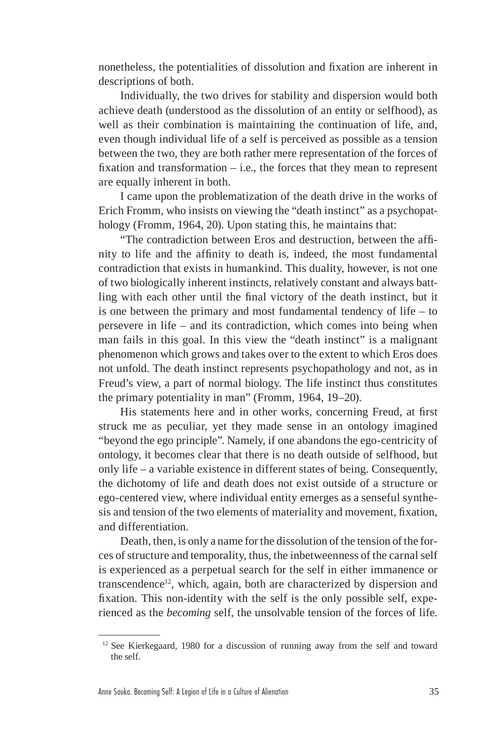nonetheless, the potentialities of dissolution and fixation are inherent in descriptions of both.

Individually, the two drives for stability and dispersion would both achieve death (understood as the dissolution of an entity or selfhood), as well as their combination is maintaining the continuation of life, and, even though individual life of a self is perceived as possible as a tension between the two, they are both rather mere representation of the forces of fixation and transformation – i.e., the forces that they mean to represent are equally inherent in both.

I came upon the problematization of the death drive in the works of Erich Fromm, who insists on viewing the "death instinct" as a psychopathology (Fromm, 1964, 20). Upon stating this, he maintains that:

"The contradiction between Eros and destruction, between the affinity to life and the affinity to death is, indeed, the most fundamental contradiction that exists in humankind. This duality, however, is not one of two biologically inherent instincts, relatively constant and always battling with each other until the final victory of the death instinct, but it is one between the primary and most fundamental tendency of life – to persevere in life – and its contradiction, which comes into being when man fails in this goal. In this view the "death instinct" is a malignant phenomenon which grows and takes over to the extent to which Eros does not unfold. The death instinct represents psychopathology and not, as in Freud's view, a part of normal biology. The life instinct thus constitutes the primary potentiality in man" (Fromm, 1964, 19–20).

His statements here and in other works, concerning Freud, at first struck me as peculiar, yet they made sense in an ontology imagined "beyond the ego principle". Namely, if one abandons the ego-centricity of ontology, it becomes clear that there is no death outside of selfhood, but only life – a variable existence in different states of being. Consequently, the dichotomy of life and death does not exist outside of a structure or ego-centered view, where individual entity emerges as a senseful synthesis and tension of the two elements of materiality and movement, fixation, and differentiation.

Death, then, is only a name for the dissolution of the tension of the forces of structure and temporality, thus, the inbetweenness of the carnal self is experienced as a perpetual search for the self in either immanence or transcendence[12], which, again, both are characterized by dispersion and fixation. This non-identity with the self is the only possible self, experienced as the *becoming* self, the unsolvable tension of the forces of life.

[12] See Kierkegaard, 1980 for a discussion of running away from the self and toward the self.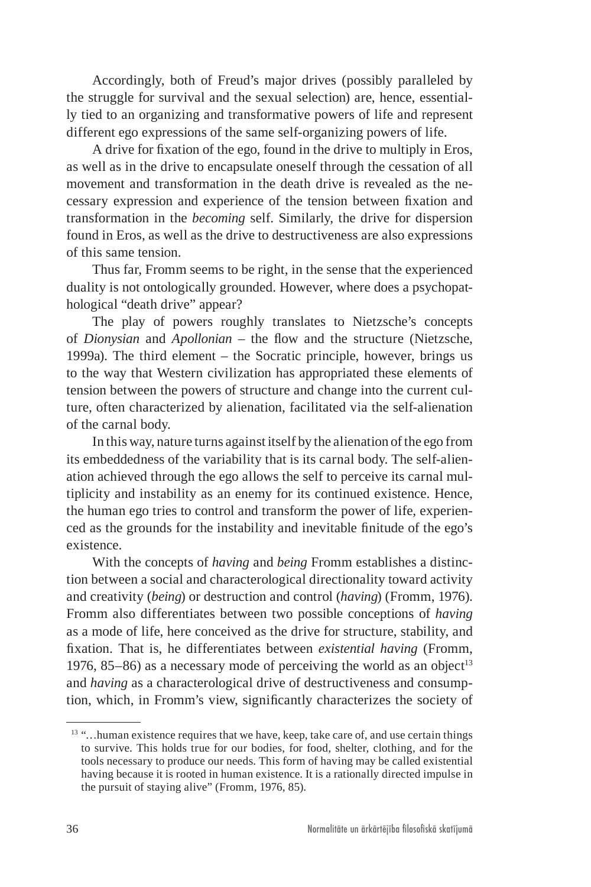Accordingly, both of Freud's major drives (possibly paralleled by the struggle for survival and the sexual selection) are, hence, essentially tied to an organizing and transformative powers of life and represent different ego expressions of the same self-organizing powers of life.

A drive for fixation of the ego, found in the drive to multiply in Eros, as well as in the drive to encapsulate oneself through the cessation of all movement and transformation in the death drive is revealed as the necessary expression and experience of the tension between fixation and transformation in the *becoming* self. Similarly, the drive for dispersion found in Eros, as well as the drive to destructiveness are also expressions of this same tension.

Thus far, Fromm seems to be right, in the sense that the experienced duality is not ontologically grounded. However, where does a psychopathological "death drive" appear?

The play of powers roughly translates to Nietzsche's concepts of *Dionysian* and *Apollonian* – the flow and the structure (Nietzsche, 1999a). The third element – the Socratic principle, however, brings us to the way that Western civilization has appropriated these elements of tension between the powers of structure and change into the current culture, often characterized by alienation, facilitated via the self-alienation of the carnal body.

In this way, nature turns against itself by the alienation of the ego from its embeddedness of the variability that is its carnal body. The self-alienation achieved through the ego allows the self to perceive its carnal multiplicity and instability as an enemy for its continued existence. Hence, the human ego tries to control and transform the power of life, experienced as the grounds for the instability and inevitable finitude of the ego's existence.

With the concepts of *having* and *being* Fromm establishes a distinction between a social and characterological directionality toward activity and creativity (*being*) or destruction and control (*having*) (Fromm, 1976). Fromm also differentiates between two possible conceptions of *having* as a mode of life, here conceived as the drive for structure, stability, and fixation. That is, he differentiates between *existential having* (Fromm, 1976, 85–86) as a necessary mode of perceiving the world as an object[13] and *having* as a characterological drive of destructiveness and consumption, which, in Fromm's view, significantly characterizes the society of

[13] "…human existence requires that we have, keep, take care of, and use certain things to survive. This holds true for our bodies, for food, shelter, clothing, and for the tools necessary to produce our needs. This form of having may be called existential having because it is rooted in human existence. It is a rationally directed impulse in the pursuit of staying alive" (Fromm, 1976, 85).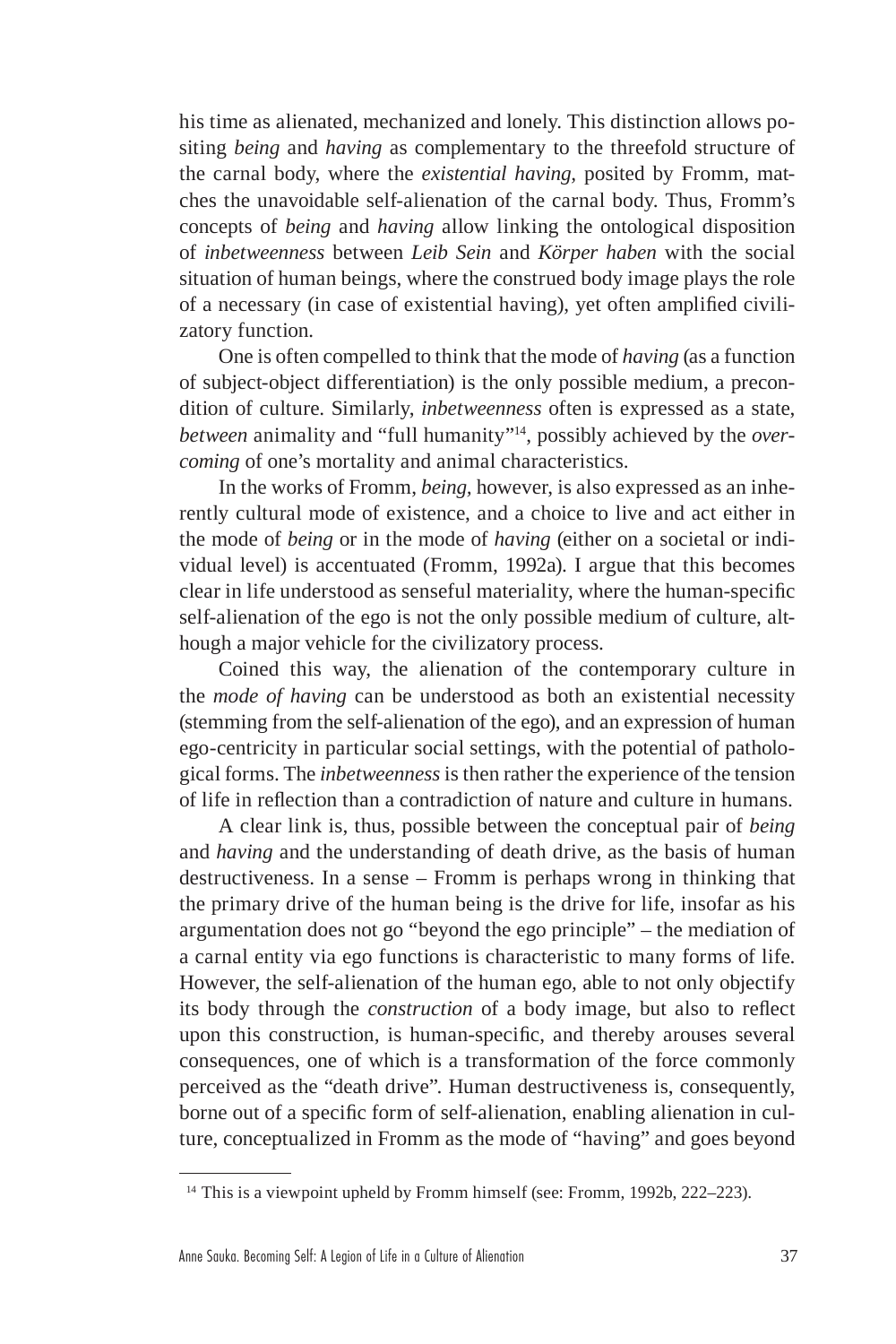his time as alienated, mechanized and lonely. This distinction allows positing *being* and *having* as complementary to the threefold structure of the carnal body, where the *existential having,* posited by Fromm, matches the unavoidable self-alienation of the carnal body. Thus, Fromm's concepts of *being* and *having* allow linking the ontological disposition of *inbetweenness* between *Leib Sein* and *Körper haben* with the social situation of human beings, where the construed body image plays the role of a necessary (in case of existential having), yet often amplified civilizatory function.

One is often compelled to think that the mode of *having* (as a function of subject-object differentiation) is the only possible medium, a precondition of culture. Similarly, *inbetweenness* often is expressed as a state, *between* animality and "full humanity"[14], possibly achieved by the *overcoming* of one's mortality and animal characteristics.

In the works of Fromm, *being,* however, is also expressed as an inherently cultural mode of existence, and a choice to live and act either in the mode of *being* or in the mode of *having* (either on a societal or individual level) is accentuated (Fromm, 1992a). I argue that this becomes clear in life understood as senseful materiality, where the human-specific self-alienation of the ego is not the only possible medium of culture, although a major vehicle for the civilizatory process.

Coined this way, the alienation of the contemporary culture in the *mode of having* can be understood as both an existential necessity (stemming from the self-alienation of the ego), and an expression of human ego-centricity in particular social settings, with the potential of pathological forms. The *inbetweenness* is then rather the experience of the tension of life in reflection than a contradiction of nature and culture in humans.

A clear link is, thus, possible between the conceptual pair of *being* and *having* and the understanding of death drive, as the basis of human destructiveness. In a sense – Fromm is perhaps wrong in thinking that the primary drive of the human being is the drive for life, insofar as his argumentation does not go "beyond the ego principle" – the mediation of a carnal entity via ego functions is characteristic to many forms of life. However, the self-alienation of the human ego, able to not only objectify its body through the *construction* of a body image, but also to reflect upon this construction, is human-specific, and thereby arouses several consequences, one of which is a transformation of the force commonly perceived as the "death drive". Human destructiveness is, consequently, borne out of a specific form of self-alienation, enabling alienation in culture, conceptualized in Fromm as the mode of "having" and goes beyond

[14] This is a viewpoint upheld by Fromm himself (see: Fromm, 1992b, 222–223).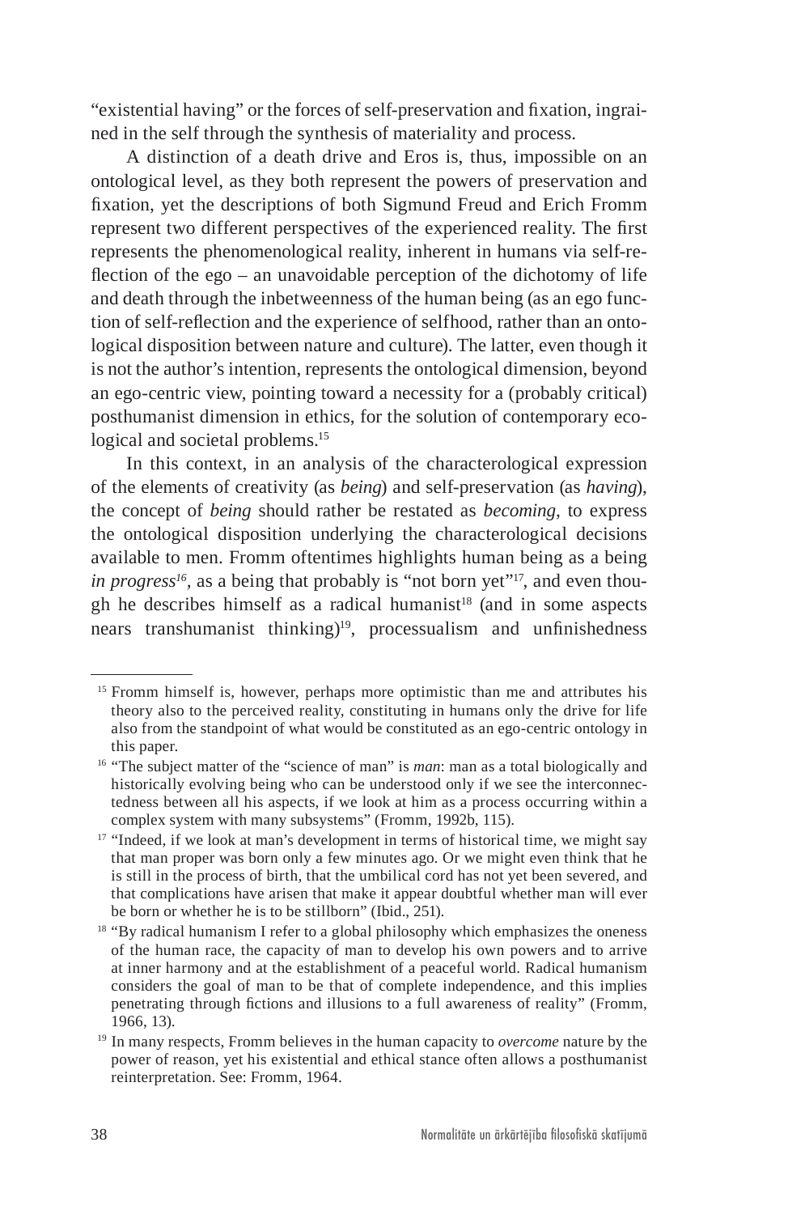"existential having" or the forces of self-preservation and fixation, ingrained in the self through the synthesis of materiality and process.

A distinction of a death drive and Eros is, thus, impossible on an ontological level, as they both represent the powers of preservation and fixation, yet the descriptions of both Sigmund Freud and Erich Fromm represent two different perspectives of the experienced reality. The first represents the phenomenological reality, inherent in humans via self-reflection of the ego – an unavoidable perception of the dichotomy of life and death through the inbetweenness of the human being (as an ego function of self-reflection and the experience of selfhood, rather than an ontological disposition between nature and culture). The latter, even though it is not the author's intention, represents the ontological dimension, beyond an ego-centric view, pointing toward a necessity for a (probably critical) posthumanist dimension in ethics, for the solution of contemporary ecological and societal problems.[15]

In this context, in an analysis of the characterological expression of the elements of creativity (as *being*) and self-preservation (as *having*), the concept of *being* should rather be restated as *becoming*, to express the ontological disposition underlying the characterological decisions available to men. Fromm oftentimes highlights human being as a being *in progress*[16], as a being that probably is "not born yet"[17], and even though he describes himself as a radical humanist[18] (and in some aspects nears transhumanist thinking)[19], processualism and unfinishedness

---

[15] Fromm himself is, however, perhaps more optimistic than me and attributes his theory also to the perceived reality, constituting in humans only the drive for life also from the standpoint of what would be constituted as an ego-centric ontology in this paper.

[16] "The subject matter of the "science of man" is *man*: man as a total biologically and historically evolving being who can be understood only if we see the interconnectedness between all his aspects, if we look at him as a process occurring within a complex system with many subsystems" (Fromm, 1992b, 115).

[17] "Indeed, if we look at man's development in terms of historical time, we might say that man proper was born only a few minutes ago. Or we might even think that he is still in the process of birth, that the umbilical cord has not yet been severed, and that complications have arisen that make it appear doubtful whether man will ever be born or whether he is to be stillborn" (Ibid., 251).

[18] "By radical humanism I refer to a global philosophy which emphasizes the oneness of the human race, the capacity of man to develop his own powers and to arrive at inner harmony and at the establishment of a peaceful world. Radical humanism considers the goal of man to be that of complete independence, and this implies penetrating through fictions and illusions to a full awareness of reality" (Fromm, 1966, 13).

[19] In many respects, Fromm believes in the human capacity to *overcome* nature by the power of reason, yet his existential and ethical stance often allows a posthumanist reinterpretation. See: Fromm, 1964.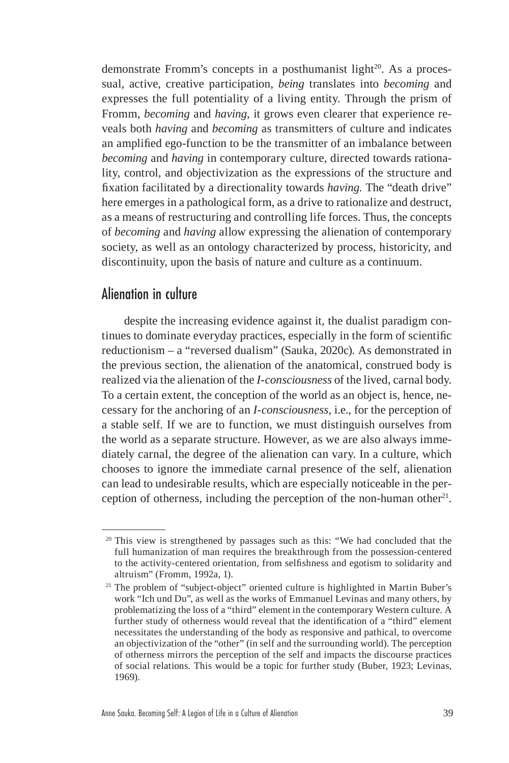demonstrate Fromm's concepts in a posthumanist light[20]. As a processual, active, creative participation, *being* translates into *becoming* and expresses the full potentiality of a living entity. Through the prism of Fromm, *becoming* and *having*, it grows even clearer that experience reveals both *having* and *becoming* as transmitters of culture and indicates an amplified ego-function to be the transmitter of an imbalance between *becoming* and *having* in contemporary culture, directed towards rationality, control, and objectivization as the expressions of the structure and fixation facilitated by a directionality towards *having.* The "death drive" here emerges in a pathological form, as a drive to rationalize and destruct, as a means of restructuring and controlling life forces. Thus, the concepts of *becoming* and *having* allow expressing the alienation of contemporary society, as well as an ontology characterized by process, historicity, and discontinuity, upon the basis of nature and culture as a continuum.

## Alienation in culture

despite the increasing evidence against it, the dualist paradigm continues to dominate everyday practices, especially in the form of scientific reductionism – a "reversed dualism" (Sauka, 2020c). As demonstrated in the previous section, the alienation of the anatomical, construed body is realized via the alienation of the *I-consciousness* of the lived, carnal body. To a certain extent, the conception of the world as an object is, hence, necessary for the anchoring of an *I-consciousness,* i.e., for the perception of a stable self. If we are to function, we must distinguish ourselves from the world as a separate structure. However, as we are also always immediately carnal, the degree of the alienation can vary. In a culture, which chooses to ignore the immediate carnal presence of the self, alienation can lead to undesirable results, which are especially noticeable in the perception of otherness, including the perception of the non-human other[21].

---

[20] This view is strengthened by passages such as this: "We had concluded that the full humanization of man requires the breakthrough from the possession-centered to the activity-centered orientation, from selfishness and egotism to solidarity and altruism" (Fromm, 1992a, 1).

[21] The problem of "subject-object" oriented culture is highlighted in Martin Buber's work "Ich und Du", as well as the works of Emmanuel Levinas and many others, by problematizing the loss of a "third" element in the contemporary Western culture. A further study of otherness would reveal that the identification of a "third" element necessitates the understanding of the body as responsive and pathical, to overcome an objectivization of the "other" (in self and the surrounding world). The perception of otherness mirrors the perception of the self and impacts the discourse practices of social relations. This would be a topic for further study (Buber, 1923; Levinas, 1969).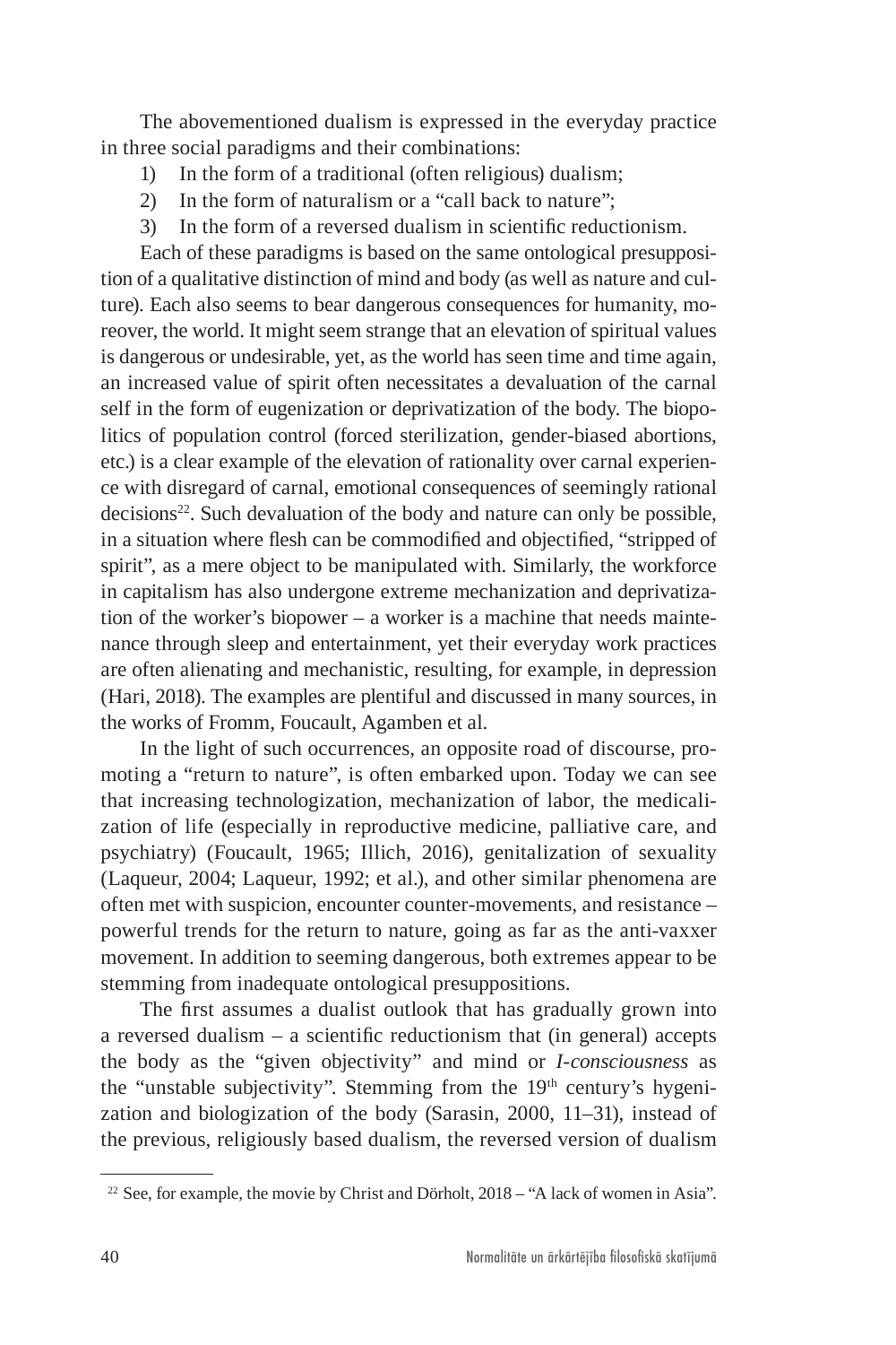The abovementioned dualism is expressed in the everyday practice in three social paradigms and their combinations:

1) In the form of a traditional (often religious) dualism;
2) In the form of naturalism or a "call back to nature";
3) In the form of a reversed dualism in scientific reductionism.

Each of these paradigms is based on the same ontological presupposition of a qualitative distinction of mind and body (as well as nature and culture). Each also seems to bear dangerous consequences for humanity, moreover, the world. It might seem strange that an elevation of spiritual values is dangerous or undesirable, yet, as the world has seen time and time again, an increased value of spirit often necessitates a devaluation of the carnal self in the form of eugenization or deprivatization of the body. The biopolitics of population control (forced sterilization, gender-biased abortions, etc.) is a clear example of the elevation of rationality over carnal experience with disregard of carnal, emotional consequences of seemingly rational decisions[22]. Such devaluation of the body and nature can only be possible, in a situation where flesh can be commodified and objectified, "stripped of spirit", as a mere object to be manipulated with. Similarly, the workforce in capitalism has also undergone extreme mechanization and deprivatization of the worker's biopower – a worker is a machine that needs maintenance through sleep and entertainment, yet their everyday work practices are often alienating and mechanistic, resulting, for example, in depression (Hari, 2018). The examples are plentiful and discussed in many sources, in the works of Fromm, Foucault, Agamben et al.

In the light of such occurrences, an opposite road of discourse, promoting a "return to nature", is often embarked upon. Today we can see that increasing technologization, mechanization of labor, the medicalization of life (especially in reproductive medicine, palliative care, and psychiatry) (Foucault, 1965; Illich, 2016), genitalization of sexuality (Laqueur, 2004; Laqueur, 1992; et al.), and other similar phenomena are often met with suspicion, encounter counter-movements, and resistance – powerful trends for the return to nature, going as far as the anti-vaxxer movement. In addition to seeming dangerous, both extremes appear to be stemming from inadequate ontological presuppositions.

The first assumes a dualist outlook that has gradually grown into a reversed dualism – a scientific reductionism that (in general) accepts the body as the "given objectivity" and mind or *I-consciousness* as the "unstable subjectivity". Stemming from the 19th century's hygenization and biologization of the body (Sarasin, 2000, 11–31), instead of the previous, religiously based dualism, the reversed version of dualism

[22] See, for example, the movie by Christ and Dörholt, 2018 – "A lack of women in Asia".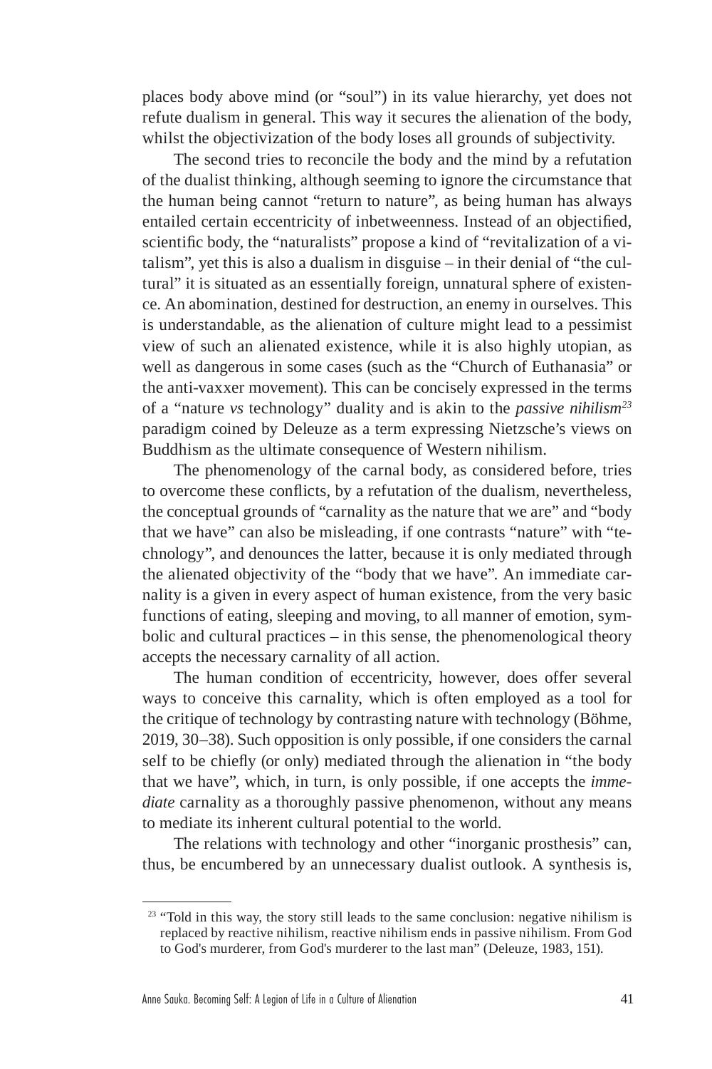places body above mind (or "soul") in its value hierarchy, yet does not refute dualism in general. This way it secures the alienation of the body, whilst the objectivization of the body loses all grounds of subjectivity.

The second tries to reconcile the body and the mind by a refutation of the dualist thinking, although seeming to ignore the circumstance that the human being cannot "return to nature", as being human has always entailed certain eccentricity of inbetweenness. Instead of an objectified, scientific body, the "naturalists" propose a kind of "revitalization of a vitalism", yet this is also a dualism in disguise – in their denial of "the cultural" it is situated as an essentially foreign, unnatural sphere of existence. An abomination, destined for destruction, an enemy in ourselves. This is understandable, as the alienation of culture might lead to a pessimist view of such an alienated existence, while it is also highly utopian, as well as dangerous in some cases (such as the "Church of Euthanasia" or the anti-vaxxer movement). This can be concisely expressed in the terms of a "nature *vs* technology" duality and is akin to the *passive nihilism*[23] paradigm coined by Deleuze as a term expressing Nietzsche's views on Buddhism as the ultimate consequence of Western nihilism.

The phenomenology of the carnal body, as considered before, tries to overcome these conflicts, by a refutation of the dualism, nevertheless, the conceptual grounds of "carnality as the nature that we are" and "body that we have" can also be misleading, if one contrasts "nature" with "technology", and denounces the latter, because it is only mediated through the alienated objectivity of the "body that we have". An immediate carnality is a given in every aspect of human existence, from the very basic functions of eating, sleeping and moving, to all manner of emotion, symbolic and cultural practices – in this sense, the phenomenological theory accepts the necessary carnality of all action.

The human condition of eccentricity, however, does offer several ways to conceive this carnality, which is often employed as a tool for the critique of technology by contrasting nature with technology (Böhme, 2019, 30–38). Such opposition is only possible, if one considers the carnal self to be chiefly (or only) mediated through the alienation in "the body that we have", which, in turn, is only possible, if one accepts the *immediate* carnality as a thoroughly passive phenomenon, without any means to mediate its inherent cultural potential to the world.

The relations with technology and other "inorganic prosthesis" can, thus, be encumbered by an unnecessary dualist outlook. A synthesis is,

[23] "Told in this way, the story still leads to the same conclusion: negative nihilism is replaced by reactive nihilism, reactive nihilism ends in passive nihilism. From God to God's murderer, from God's murderer to the last man" (Deleuze, 1983, 151).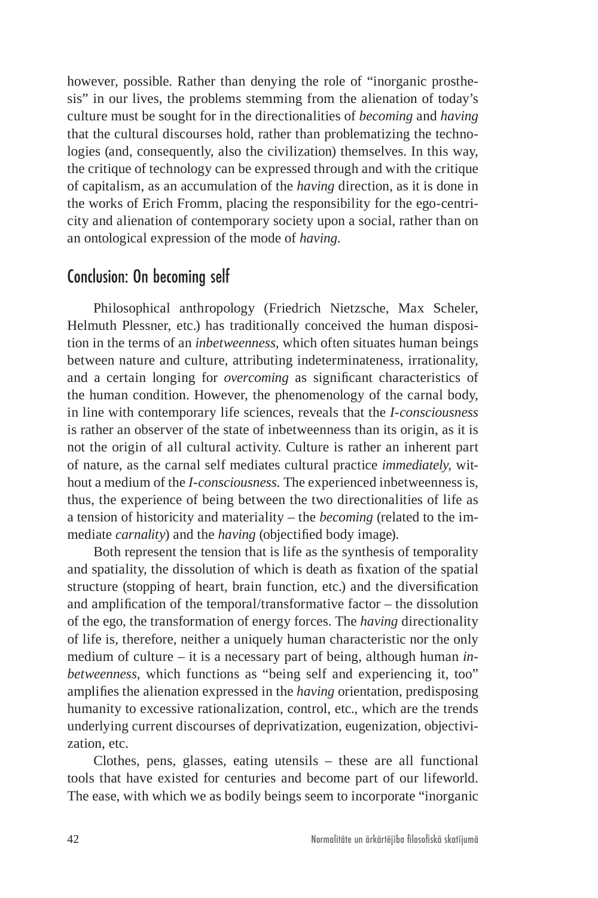however, possible. Rather than denying the role of "inorganic prosthesis" in our lives, the problems stemming from the alienation of today's culture must be sought for in the directionalities of *becoming* and *having* that the cultural discourses hold, rather than problematizing the technologies (and, consequently, also the civilization) themselves. In this way, the critique of technology can be expressed through and with the critique of capitalism, as an accumulation of the *having* direction, as it is done in the works of Erich Fromm, placing the responsibility for the ego-centricity and alienation of contemporary society upon a social, rather than on an ontological expression of the mode of *having.*

## Conclusion: On becoming self

Philosophical anthropology (Friedrich Nietzsche, Max Scheler, Helmuth Plessner, etc.) has traditionally conceived the human disposition in the terms of an *inbetweenness,* which often situates human beings between nature and culture, attributing indeterminateness, irrationality, and a certain longing for *overcoming* as significant characteristics of the human condition. However, the phenomenology of the carnal body, in line with contemporary life sciences, reveals that the *I-consciousness* is rather an observer of the state of inbetweenness than its origin, as it is not the origin of all cultural activity. Culture is rather an inherent part of nature, as the carnal self mediates cultural practice *immediately,* without a medium of the *I-consciousness.* The experienced inbetweenness is, thus, the experience of being between the two directionalities of life as a tension of historicity and materiality – the *becoming* (related to the immediate *carnality*) and the *having* (objectified body image).

Both represent the tension that is life as the synthesis of temporality and spatiality, the dissolution of which is death as fixation of the spatial structure (stopping of heart, brain function, etc.) and the diversification and amplification of the temporal/transformative factor – the dissolution of the ego, the transformation of energy forces. The *having* directionality of life is, therefore, neither a uniquely human characteristic nor the only medium of culture – it is a necessary part of being, although human *inbetweenness,* which functions as "being self and experiencing it, too" amplifies the alienation expressed in the *having* orientation, predisposing humanity to excessive rationalization, control, etc., which are the trends underlying current discourses of deprivatization, eugenization, objectivization, etc.

Clothes, pens, glasses, eating utensils – these are all functional tools that have existed for centuries and become part of our lifeworld. The ease, with which we as bodily beings seem to incorporate "inorganic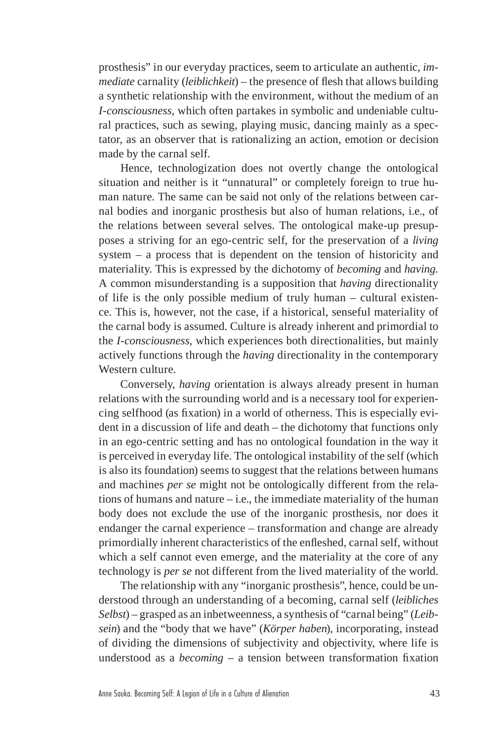prosthesis" in our everyday practices, seem to articulate an authentic, *immediate* carnality (*leiblichkeit*) – the presence of flesh that allows building a synthetic relationship with the environment, without the medium of an *I-consciousness*, which often partakes in symbolic and undeniable cultural practices, such as sewing, playing music, dancing mainly as a spectator, as an observer that is rationalizing an action, emotion or decision made by the carnal self.

Hence, technologization does not overtly change the ontological situation and neither is it "unnatural" or completely foreign to true human nature. The same can be said not only of the relations between carnal bodies and inorganic prosthesis but also of human relations, i.e., of the relations between several selves. The ontological make-up presupposes a striving for an ego-centric self, for the preservation of a *living* system – a process that is dependent on the tension of historicity and materiality. This is expressed by the dichotomy of *becoming* and *having*. A common misunderstanding is a supposition that *having* directionality of life is the only possible medium of truly human – cultural existence. This is, however, not the case, if a historical, senseful materiality of the carnal body is assumed. Culture is already inherent and primordial to the *I-consciousness*, which experiences both directionalities, but mainly actively functions through the *having* directionality in the contemporary Western culture.

Conversely, *having* orientation is always already present in human relations with the surrounding world and is a necessary tool for experiencing selfhood (as fixation) in a world of otherness. This is especially evident in a discussion of life and death – the dichotomy that functions only in an ego-centric setting and has no ontological foundation in the way it is perceived in everyday life. The ontological instability of the self (which is also its foundation) seems to suggest that the relations between humans and machines *per se* might not be ontologically different from the relations of humans and nature – i.e., the immediate materiality of the human body does not exclude the use of the inorganic prosthesis, nor does it endanger the carnal experience – transformation and change are already primordially inherent characteristics of the enfleshed, carnal self, without which a self cannot even emerge, and the materiality at the core of any technology is *per se* not different from the lived materiality of the world.

The relationship with any "inorganic prosthesis", hence, could be understood through an understanding of a becoming, carnal self (*leibliches Selbst*) – grasped as an inbetweenness, a synthesis of "carnal being" (*Leibsein*) and the "body that we have" (*Körper haben*), incorporating, instead of dividing the dimensions of subjectivity and objectivity, where life is understood as a *becoming* – a tension between transformation fixation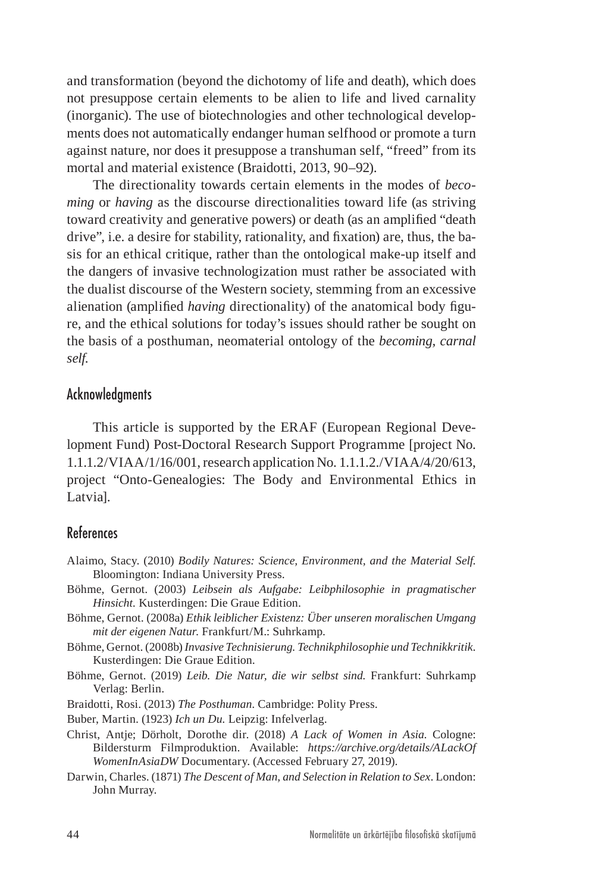and transformation (beyond the dichotomy of life and death), which does not presuppose certain elements to be alien to life and lived carnality (inorganic). The use of biotechnologies and other technological developments does not automatically endanger human selfhood or promote a turn against nature, nor does it presuppose a transhuman self, "freed" from its mortal and material existence (Braidotti, 2013, 90–92).

The directionality towards certain elements in the modes of *becoming* or *having* as the discourse directionalities toward life (as striving toward creativity and generative powers) or death (as an amplified "death drive", i.e. a desire for stability, rationality, and fixation) are, thus, the basis for an ethical critique, rather than the ontological make-up itself and the dangers of invasive technologization must rather be associated with the dualist discourse of the Western society, stemming from an excessive alienation (amplified *having* directionality) of the anatomical body figure, and the ethical solutions for today's issues should rather be sought on the basis of a posthuman, neomaterial ontology of the *becoming*, *carnal self.*

## Acknowledgments

This article is supported by the ERAF (European Regional Development Fund) Post-Doctoral Research Support Programme [project No. 1.1.1.2/VIAA/1/16/001, research application No. 1.1.1.2./VIAA/4/20/613, project "Onto-Genealogies: The Body and Environmental Ethics in Latvia].

## References

Alaimo, Stacy. (2010) *Bodily Natures: Science, Environment, and the Material Self.* Bloomington: Indiana University Press.

Böhme, Gernot. (2003) *Leibsein als Aufgabe: Leibphilosophie in pragmatischer Hinsicht.* Kusterdingen: Die Graue Edition.

Böhme, Gernot. (2008a) *Ethik leiblicher Existenz: Über unseren moralischen Umgang mit der eigenen Natur.* Frankfurt/M.: Suhrkamp.

Böhme, Gernot. (2008b) *Invasive Technisierung. Technikphilosophie und Technikkritik*. Kusterdingen: Die Graue Edition.

Böhme, Gernot. (2019) *Leib. Die Natur, die wir selbst sind.* Frankfurt: Suhrkamp Verlag: Berlin.

Braidotti, Rosi. (2013) *The Posthuman*. Cambridge: Polity Press.

Buber, Martin. (1923) *Ich un Du.* Leipzig: Infelverlag.

Christ, Antje; Dörholt, Dorothe dir. (2018) *A Lack of Women in Asia.* Cologne: Bildersturm Filmproduktion. Available: *https://archive.org/details/ALackOfWomenInAsiaDW* Documentary. (Accessed February 27, 2019).

Darwin, Charles. (1871) *The Descent of Man, and Selection in Relation to Sex*. London: John Murray.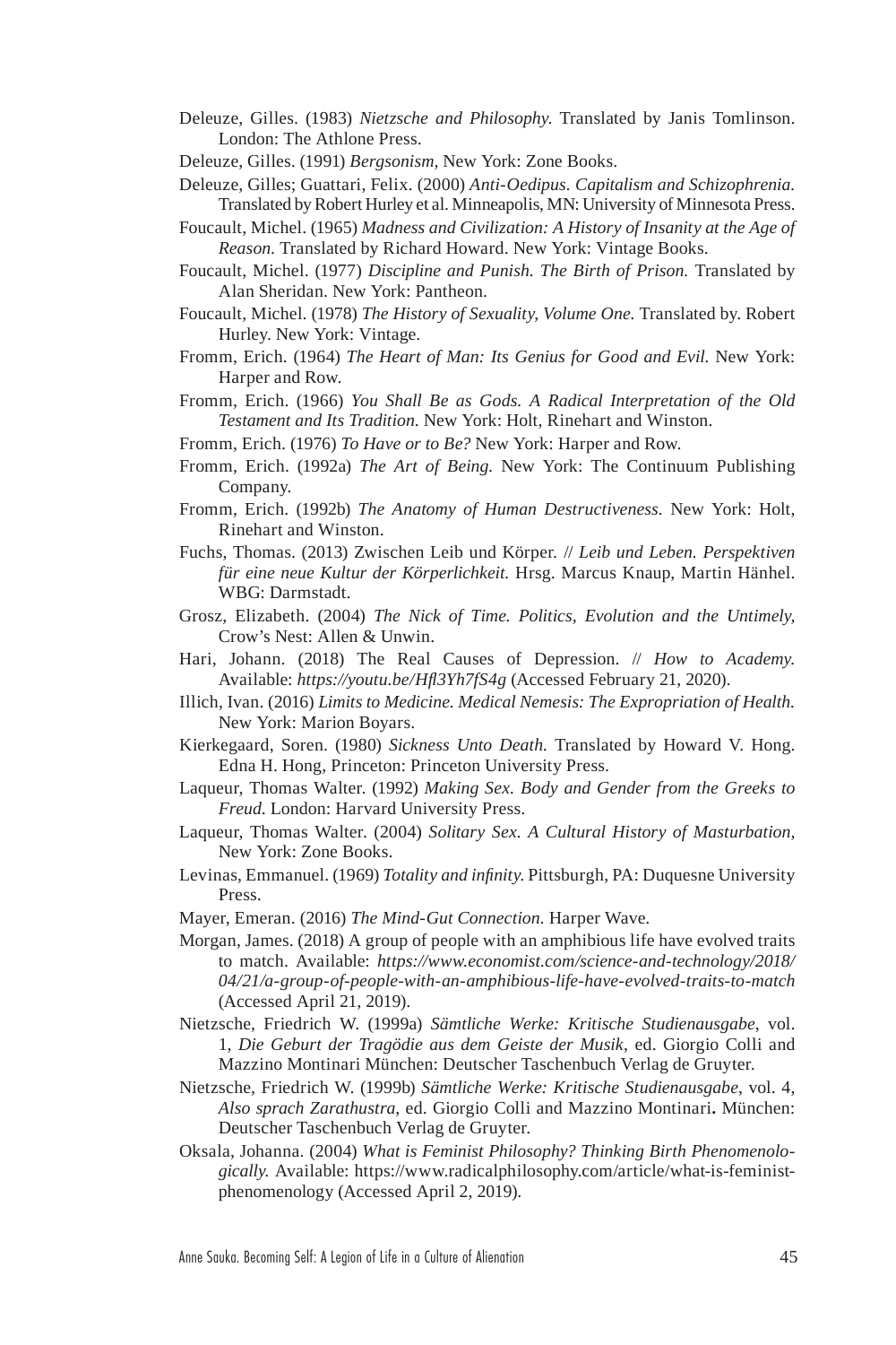Deleuze, Gilles. (1983) *Nietzsche and Philosophy.* Translated by Janis Tomlinson. London: The Athlone Press.

Deleuze, Gilles. (1991) *Bergsonism,* New York: Zone Books.

Deleuze, Gilles; Guattari, Felix. (2000) *Anti-Oedipus. Capitalism and Schizophrenia.* Translated by Robert Hurley et al. Minneapolis, MN: University of Minnesota Press.

Foucault, Michel. (1965) *Madness and Civilization: A History of Insanity at the Age of Reason.* Translated by Richard Howard. New York: Vintage Books.

Foucault, Michel. (1977) *Discipline and Punish. The Birth of Prison.* Translated by Alan Sheridan. New York: Pantheon.

Foucault, Michel. (1978) *The History of Sexuality, Volume One.* Translated by. Robert Hurley. New York: Vintage.

Fromm, Erich. (1964) *The Heart of Man: Its Genius for Good and Evil.* New York: Harper and Row.

Fromm, Erich. (1966) *You Shall Be as Gods. A Radical Interpretation of the Old Testament and Its Tradition.* New York: Holt, Rinehart and Winston.

Fromm, Erich. (1976) *To Have or to Be?* New York: Harper and Row.

Fromm, Erich. (1992a) *The Art of Being.* New York: The Continuum Publishing Company.

Fromm, Erich. (1992b) *The Anatomy of Human Destructiveness.* New York: Holt, Rinehart and Winston.

Fuchs, Thomas. (2013) Zwischen Leib und Körper. // *Leib und Leben. Perspektiven für eine neue Kultur der Körperlichkeit.* Hrsg. Marcus Knaup, Martin Hähnel. WBG: Darmstadt.

Grosz, Elizabeth. (2004) *The Nick of Time. Politics, Evolution and the Untimely,* Crow's Nest: Allen & Unwin.

Hari, Johann. (2018) The Real Causes of Depression. // *How to Academy.* Available: *https://youtu.be/Hfl3Yh7fS4g* (Accessed February 21, 2020).

Illich, Ivan. (2016) *Limits to Medicine. Medical Nemesis: The Expropriation of Health.* New York: Marion Boyars.

Kierkegaard, Soren. (1980) *Sickness Unto Death.* Translated by Howard V. Hong. Edna H. Hong, Princeton: Princeton University Press.

Laqueur, Thomas Walter. (1992) *Making Sex. Body and Gender from the Greeks to Freud.* London: Harvard University Press.

Laqueur, Thomas Walter. (2004) *Solitary Sex. A Cultural History of Masturbation,* New York: Zone Books.

Levinas, Emmanuel. (1969) *Totality and infinity.* Pittsburgh, PA: Duquesne University Press.

Mayer, Emeran. (2016) *The Mind-Gut Connection.* Harper Wave.

Morgan, James. (2018) A group of people with an amphibious life have evolved traits to match. Available: *https://www.economist.com/science-and-technology/2018/04/21/a-group-of-people-with-an-amphibious-life-have-evolved-traits-to-match* (Accessed April 21, 2019).

Nietzsche, Friedrich W. (1999a) *Sämtliche Werke: Kritische Studienausgabe*, vol. 1, *Die Geburt der Tragödie aus dem Geiste der Musik*, ed. Giorgio Colli and Mazzino Montinari München: Deutscher Taschenbuch Verlag de Gruyter.

Nietzsche, Friedrich W. (1999b) *Sämtliche Werke: Kritische Studienausgabe*, vol. 4, *Also sprach Zarathustra*, ed. Giorgio Colli and Mazzino Montinari**.** München: Deutscher Taschenbuch Verlag de Gruyter.

Oksala, Johanna. (2004) *What is Feminist Philosophy? Thinking Birth Phenomenologically.* Available: https://www.radicalphilosophy.com/article/what-is-feminist-phenomenology (Accessed April 2, 2019).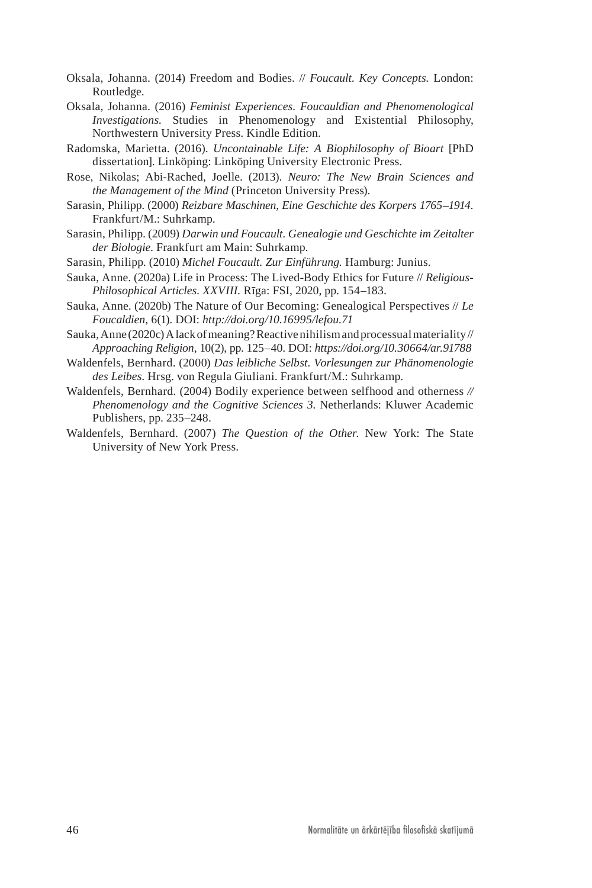Oksala, Johanna. (2014) Freedom and Bodies. // *Foucault. Key Concepts.* London: Routledge.

Oksala, Johanna. (2016) *Feminist Experiences. Foucauldian and Phenomenological Investigations.* Studies in Phenomenology and Existential Philosophy, Northwestern University Press. Kindle Edition.

Radomska, Marietta. (2016). *Uncontainable Life: A Biophilosophy of Bioart* [PhD dissertation]. Linköping: Linköping University Electronic Press.

Rose, Nikolas; Abi-Rached, Joelle. (2013). *Neuro: The New Brain Sciences and the Management of the Mind* (Princeton University Press).

Sarasin, Philipp. (2000) *Reizbare Maschinen, Eine Geschichte des Korpers 1765–1914.* Frankfurt/M.: Suhrkamp.

Sarasin, Philipp. (2009) *Darwin und Foucault. Genealogie und Geschichte im Zeitalter der Biologie.* Frankfurt am Main: Suhrkamp.

Sarasin, Philipp. (2010) *Michel Foucault. Zur Einführung.* Hamburg: Junius.

Sauka, Anne. (2020a) Life in Process: The Lived-Body Ethics for Future // *Religious-Philosophical Articles. XXVIII.* Rīga: FSI, 2020, pp. 154–183.

Sauka, Anne. (2020b) The Nature of Our Becoming: Genealogical Perspectives // *Le Foucaldien*, 6(1). DOI: *http://doi.org/10.16995/lefou.71*

Sauka, Anne (2020c) A lack of meaning? Reactive nihilism and processual materiality // *Approaching Religion*, 10(2), pp. 125–40. DOI: *https://doi.org/10.30664/ar.91788*

Waldenfels, Bernhard. (2000) *Das leibliche Selbst. Vorlesungen zur Phänomenologie des Leibes.* Hrsg. von Regula Giuliani. Frankfurt/M.: Suhrkamp.

Waldenfels, Bernhard. (2004) Bodily experience between selfhood and otherness *// Phenomenology and the Cognitive Sciences 3.* Netherlands: Kluwer Academic Publishers, pp. 235–248.

Waldenfels, Bernhard. (2007) *The Question of the Other.* New York: The State University of New York Press.